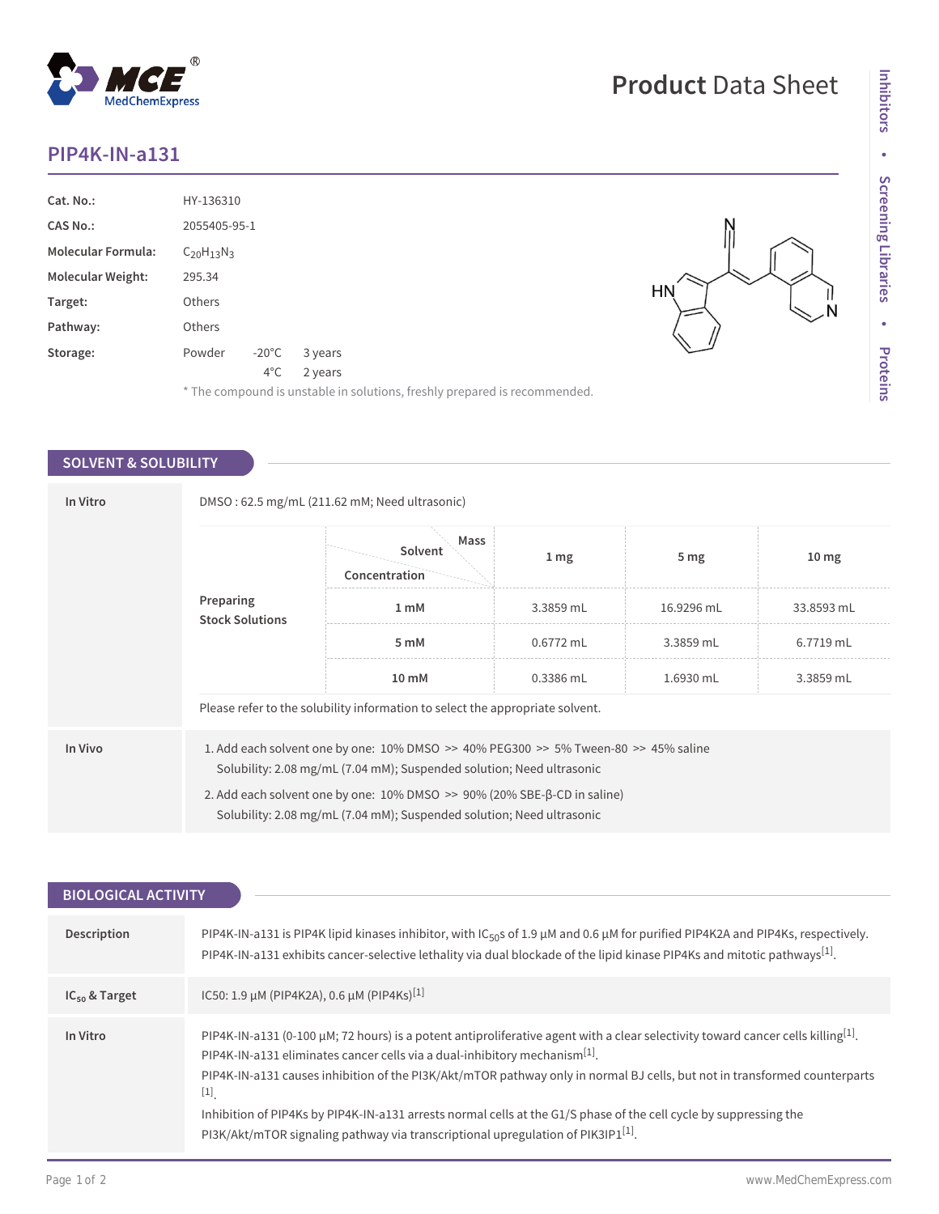# PIP4K-IN-a131

Product Data Sheet

| | |
|---|---|
| **Cat. No.:** | HY-136310 |
| **CAS No.:** | 2055405-95-1 |
| **Molecular Formula:** | $C_{20}H_{13}N_3$ |
| **Molecular Weight:** | 295.34 |
| **Target:** | Others |
| **Pathway:** | Others |
| **Storage:** | Powder -20°C 3 years; 4°C 2 years |

\* The compound is unstable in solutions, freshly prepared is recommended.

## SOLVENT & SOLUBILITY

**In Vitro**

DMSO : 62.5 mg/mL (211.62 mM; Need ultrasonic)

| Preparing Stock Solutions (Solvent Concentration / Mass) | 1 mg | 5 mg | 10 mg |
|---|---|---|---|
| 1 mM | 3.3859 mL | 16.9296 mL | 33.8593 mL |
| 5 mM | 0.6772 mL | 3.3859 mL | 6.7719 mL |
| 10 mM | 0.3386 mL | 1.6930 mL | 3.3859 mL |

Please refer to the solubility information to select the appropriate solvent.

**In Vivo**

1. Add each solvent one by one: 10% DMSO >> 40% PEG300 >> 5% Tween-80 >> 45% saline
   Solubility: 2.08 mg/mL (7.04 mM); Suspended solution; Need ultrasonic
2. Add each solvent one by one: 10% DMSO >> 90% (20% SBE-β-CD in saline)
   Solubility: 2.08 mg/mL (7.04 mM); Suspended solution; Need ultrasonic

## BIOLOGICAL ACTIVITY

**Description**

PIP4K-IN-a131 is PIP4K lipid kinases inhibitor, with $IC_{50}$s of 1.9 μM and 0.6 μM for purified PIP4K2A and PIP4Ks, respectively. PIP4K-IN-a131 exhibits cancer-selective lethality via dual blockade of the lipid kinase PIP4Ks and mitotic pathways[1].

**$IC_{50}$ & Target**

IC50: 1.9 μM (PIP4K2A), 0.6 μM (PIP4Ks)[1]

**In Vitro**

PIP4K-IN-a131 (0-100 μM; 72 hours) is a potent antiproliferative agent with a clear selectivity toward cancer cells killing[1].
PIP4K-IN-a131 eliminates cancer cells via a dual-inhibitory mechanism[1].
PIP4K-IN-a131 causes inhibition of the PI3K/Akt/mTOR pathway only in normal BJ cells, but not in transformed counterparts[1].
Inhibition of PIP4Ks by PIP4K-IN-a131 arrests normal cells at the G1/S phase of the cell cycle by suppressing the PI3K/Akt/mTOR signaling pathway via transcriptional upregulation of PIK3IP1[1].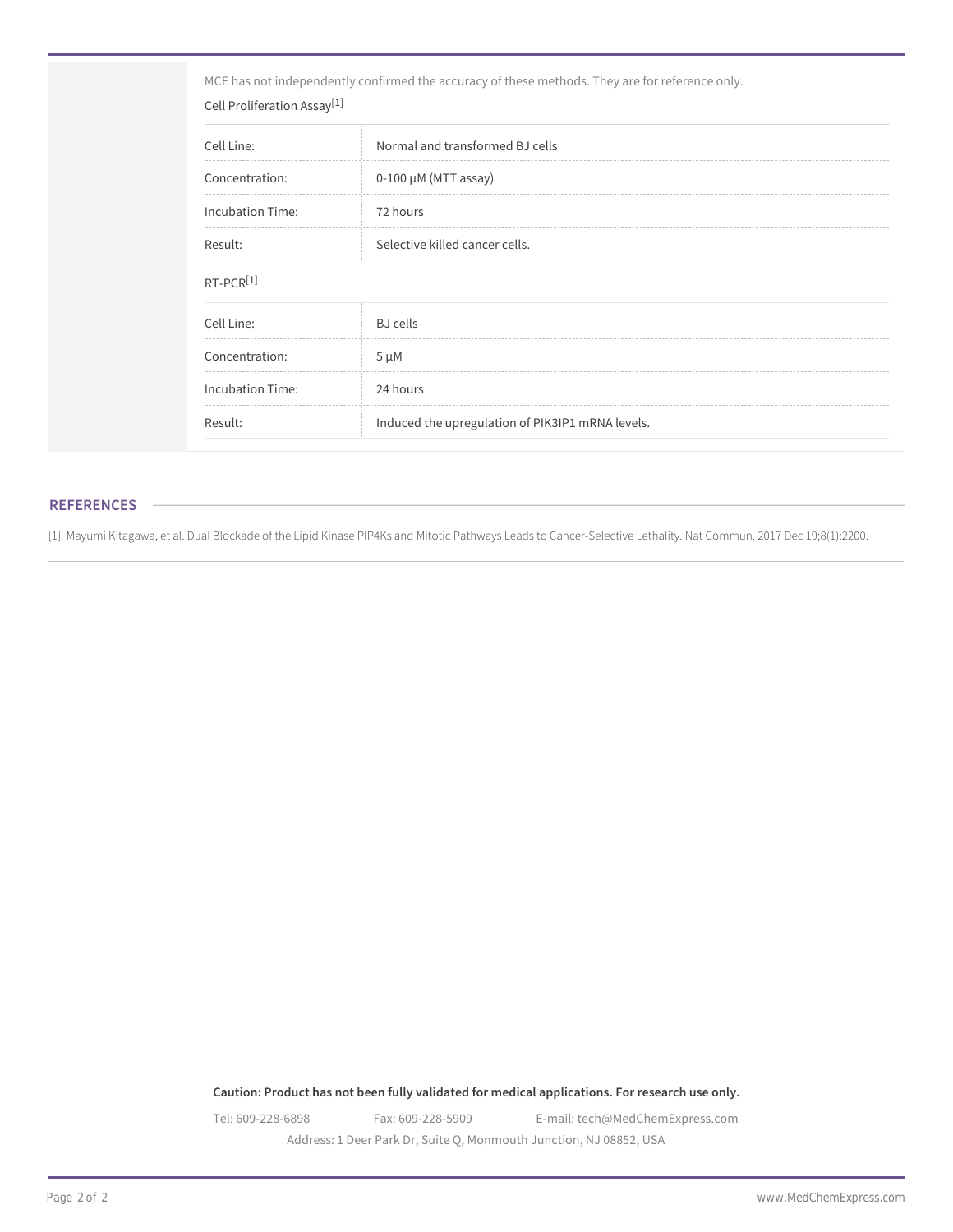MCE has not independently confirmed the accuracy of these methods. They are for reference only.

Cell Proliferation Assay[1]

| | |
|---|---|
| Cell Line: | Normal and transformed BJ cells |
| Concentration: | 0-100 μM (MTT assay) |
| Incubation Time: | 72 hours |
| Result: | Selective killed cancer cells. |

RT-PCR[1]

| | |
|---|---|
| Cell Line: | BJ cells |
| Concentration: | 5 μM |
| Incubation Time: | 24 hours |
| Result: | Induced the upregulation of PIK3IP1 mRNA levels. |

## REFERENCES

[1]. Mayumi Kitagawa, et al. Dual Blockade of the Lipid Kinase PIP4Ks and Mitotic Pathways Leads to Cancer-Selective Lethality. Nat Commun. 2017 Dec 19;8(1):2200.

**Caution: Product has not been fully validated for medical applications. For research use only.**

Tel: 609-228-6898 Fax: 609-228-5909 E-mail: tech@MedChemExpress.com

Address: 1 Deer Park Dr, Suite Q, Monmouth Junction, NJ 08852, USA